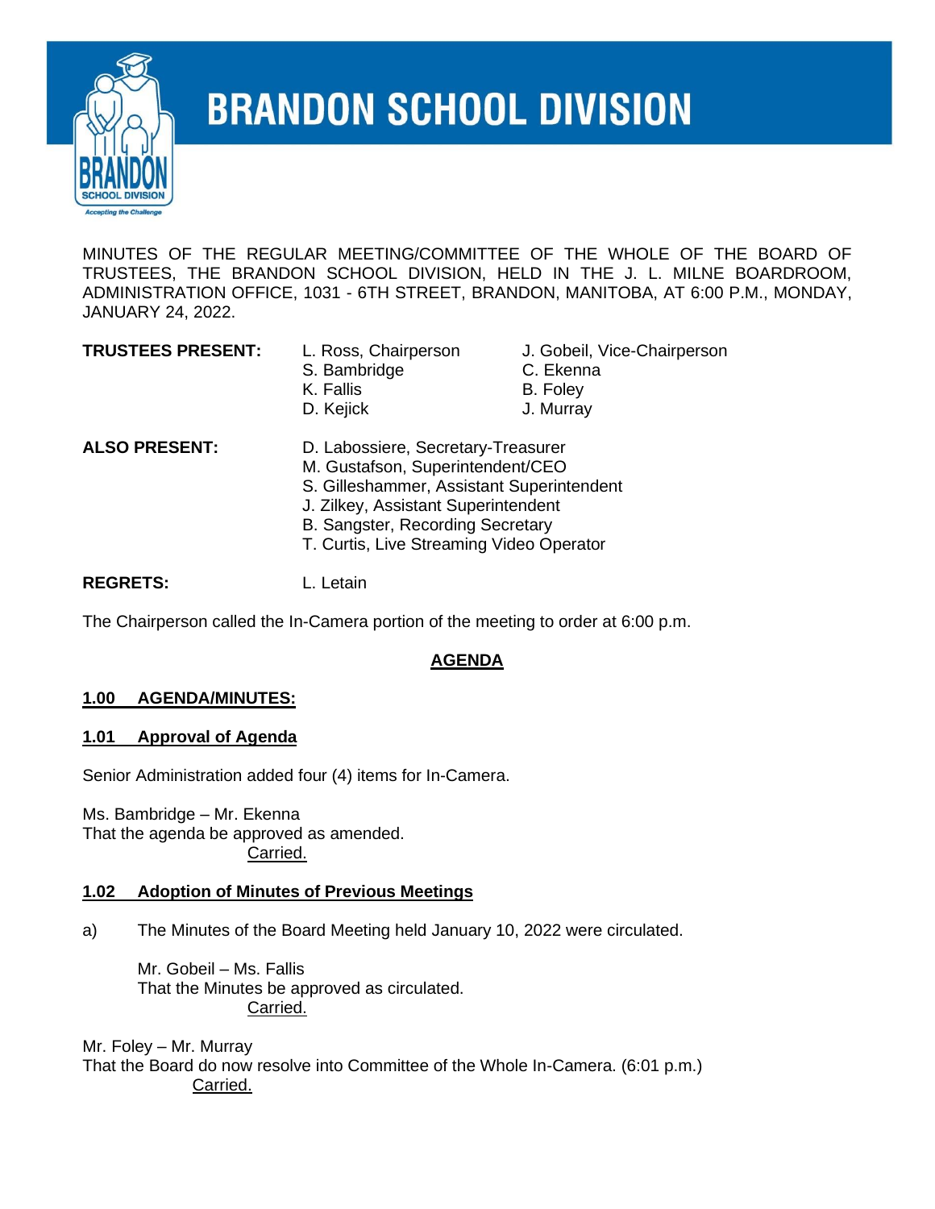# BRANDON SCHOOL DIVISION

MINUTES OF THE REGULAR MEETING/COMMITTEE OF THE WHOLE OF THE BOARD OF TRUSTEES, THE BRANDON SCHOOL DIVISION, HELD IN THE J. L. MILNE BOARDROOM, ADMINISTRATION OFFICE, 1031 - 6TH STREET, BRANDON, MANITOBA, AT 6:00 P.M., MONDAY, JANUARY 24, 2022.

**TRUSTEES PRESENT:**
- L. Ross, Chairperson
- J. Gobeil, Vice-Chairperson
- S. Bambridge
- C. Ekenna
- K. Fallis
- B. Foley
- D. Kejick
- J. Murray

**ALSO PRESENT:**
- D. Labossiere, Secretary-Treasurer
- M. Gustafson, Superintendent/CEO
- S. Gilleshammer, Assistant Superintendent
- J. Zilkey, Assistant Superintendent
- B. Sangster, Recording Secretary
- T. Curtis, Live Streaming Video Operator

**REGRETS:** L. Letain

The Chairperson called the In-Camera portion of the meeting to order at 6:00 p.m.

## AGENDA

### 1.00 AGENDA/MINUTES:

### 1.01 Approval of Agenda

Senior Administration added four (4) items for In-Camera.

Ms. Bambridge – Mr. Ekenna
That the agenda be approved as amended.
Carried.

### 1.02 Adoption of Minutes of Previous Meetings

a) The Minutes of the Board Meeting held January 10, 2022 were circulated.

Mr. Gobeil – Ms. Fallis
That the Minutes be approved as circulated.
Carried.

Mr. Foley – Mr. Murray
That the Board do now resolve into Committee of the Whole In-Camera. (6:01 p.m.)
Carried.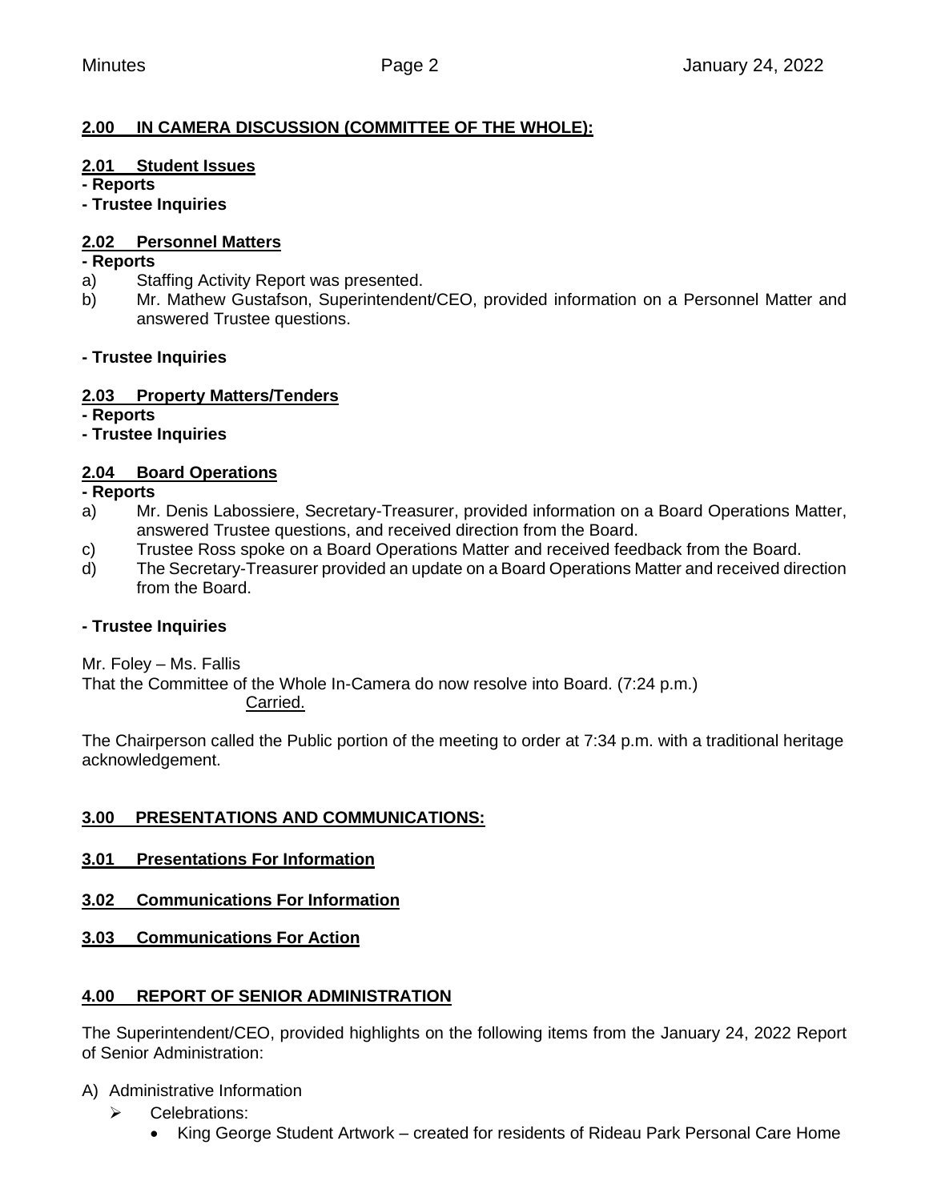## 2.00 IN CAMERA DISCUSSION (COMMITTEE OF THE WHOLE):

### 2.01 Student Issues

**- Reports**

**- Trustee Inquiries**

### 2.02 Personnel Matters

**- Reports**

a) Staffing Activity Report was presented.

b) Mr. Mathew Gustafson, Superintendent/CEO, provided information on a Personnel Matter and answered Trustee questions.

**- Trustee Inquiries**

### 2.03 Property Matters/Tenders

**- Reports**

**- Trustee Inquiries**

### 2.04 Board Operations

**- Reports**

a) Mr. Denis Labossiere, Secretary-Treasurer, provided information on a Board Operations Matter, answered Trustee questions, and received direction from the Board.

c) Trustee Ross spoke on a Board Operations Matter and received feedback from the Board.

d) The Secretary-Treasurer provided an update on a Board Operations Matter and received direction from the Board.

**- Trustee Inquiries**

Mr. Foley – Ms. Fallis
That the Committee of the Whole In-Camera do now resolve into Board. (7:24 p.m.)
Carried.

The Chairperson called the Public portion of the meeting to order at 7:34 p.m. with a traditional heritage acknowledgement.

## 3.00 PRESENTATIONS AND COMMUNICATIONS:

### 3.01 Presentations For Information

### 3.02 Communications For Information

### 3.03 Communications For Action

## 4.00 REPORT OF SENIOR ADMINISTRATION

The Superintendent/CEO, provided highlights on the following items from the January 24, 2022 Report of Senior Administration:

A) Administrative Information

- Celebrations:
  - King George Student Artwork – created for residents of Rideau Park Personal Care Home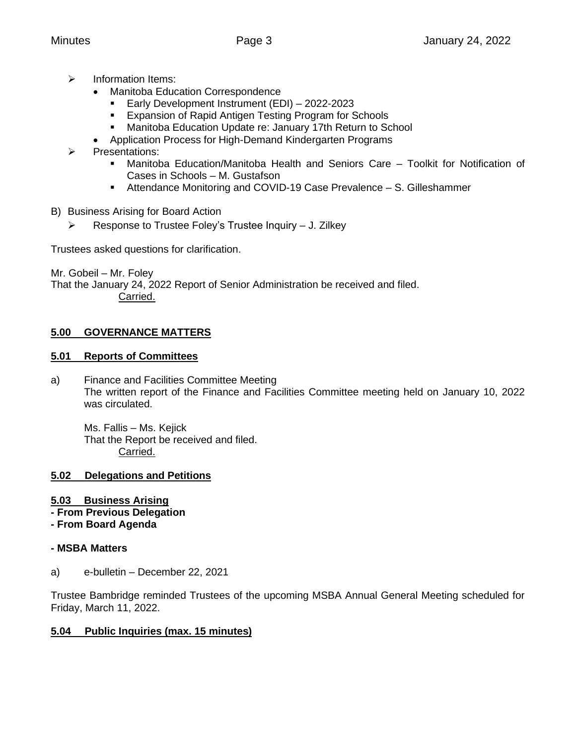- Information Items:
  - Manitoba Education Correspondence
    - Early Development Instrument (EDI) – 2022-2023
    - Expansion of Rapid Antigen Testing Program for Schools
    - Manitoba Education Update re: January 17th Return to School
  - Application Process for High-Demand Kindergarten Programs
- Presentations:
  - Manitoba Education/Manitoba Health and Seniors Care – Toolkit for Notification of Cases in Schools – M. Gustafson
  - Attendance Monitoring and COVID-19 Case Prevalence – S. Gilleshammer

B) Business Arising for Board Action

- Response to Trustee Foley's Trustee Inquiry – J. Zilkey

Trustees asked questions for clarification.

Mr. Gobeil – Mr. Foley
That the January 24, 2022 Report of Senior Administration be received and filed.
Carried.

## 5.00 GOVERNANCE MATTERS

### 5.01 Reports of Committees

a) Finance and Facilities Committee Meeting
The written report of the Finance and Facilities Committee meeting held on January 10, 2022 was circulated.

Ms. Fallis – Ms. Kejick
That the Report be received and filed.
Carried.

### 5.02 Delegations and Petitions

### 5.03 Business Arising

**- From Previous Delegation**

**- From Board Agenda**

**- MSBA Matters**

a) e-bulletin – December 22, 2021

Trustee Bambridge reminded Trustees of the upcoming MSBA Annual General Meeting scheduled for Friday, March 11, 2022.

### 5.04 Public Inquiries (max. 15 minutes)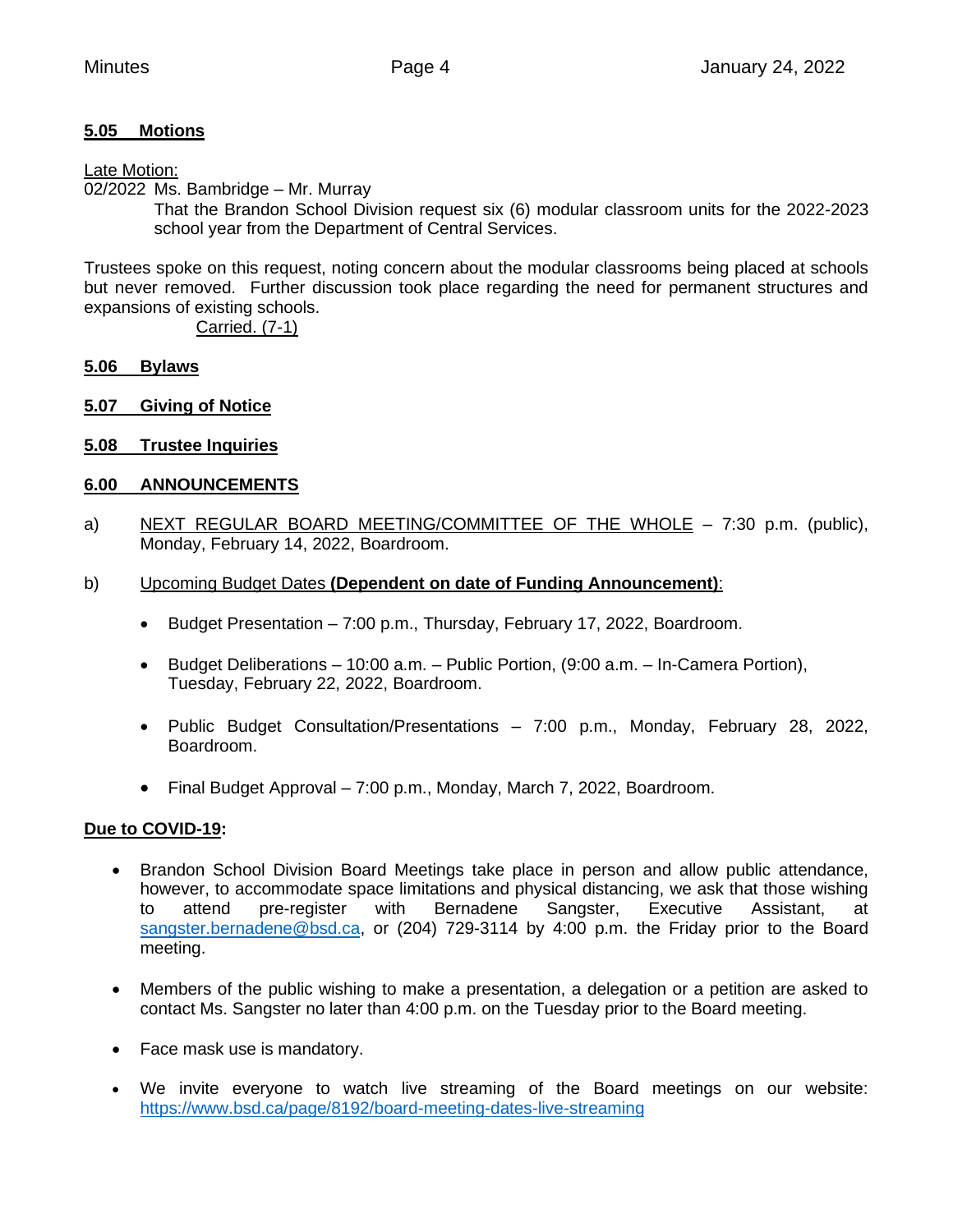**5.05 Motions**

Late Motion:

02/2022 Ms. Bambridge – Mr. Murray

That the Brandon School Division request six (6) modular classroom units for the 2022-2023 school year from the Department of Central Services.

Trustees spoke on this request, noting concern about the modular classrooms being placed at schools but never removed. Further discussion took place regarding the need for permanent structures and expansions of existing schools.

Carried. (7-1)

**5.06 Bylaws**

**5.07 Giving of Notice**

**5.08 Trustee Inquiries**

**6.00 ANNOUNCEMENTS**

a) NEXT REGULAR BOARD MEETING/COMMITTEE OF THE WHOLE – 7:30 p.m. (public), Monday, February 14, 2022, Boardroom.

b) Upcoming Budget Dates **(Dependent on date of Funding Announcement)**:

- Budget Presentation – 7:00 p.m., Thursday, February 17, 2022, Boardroom.
- Budget Deliberations – 10:00 a.m. – Public Portion, (9:00 a.m. – In-Camera Portion), Tuesday, February 22, 2022, Boardroom.
- Public Budget Consultation/Presentations – 7:00 p.m., Monday, February 28, 2022, Boardroom.
- Final Budget Approval – 7:00 p.m., Monday, March 7, 2022, Boardroom.

**Due to COVID-19:**

- Brandon School Division Board Meetings take place in person and allow public attendance, however, to accommodate space limitations and physical distancing, we ask that those wishing to attend pre-register with Bernadene Sangster, Executive Assistant, at sangster.bernadene@bsd.ca, or (204) 729-3114 by 4:00 p.m. the Friday prior to the Board meeting.
- Members of the public wishing to make a presentation, a delegation or a petition are asked to contact Ms. Sangster no later than 4:00 p.m. on the Tuesday prior to the Board meeting.
- Face mask use is mandatory.
- We invite everyone to watch live streaming of the Board meetings on our website: https://www.bsd.ca/page/8192/board-meeting-dates-live-streaming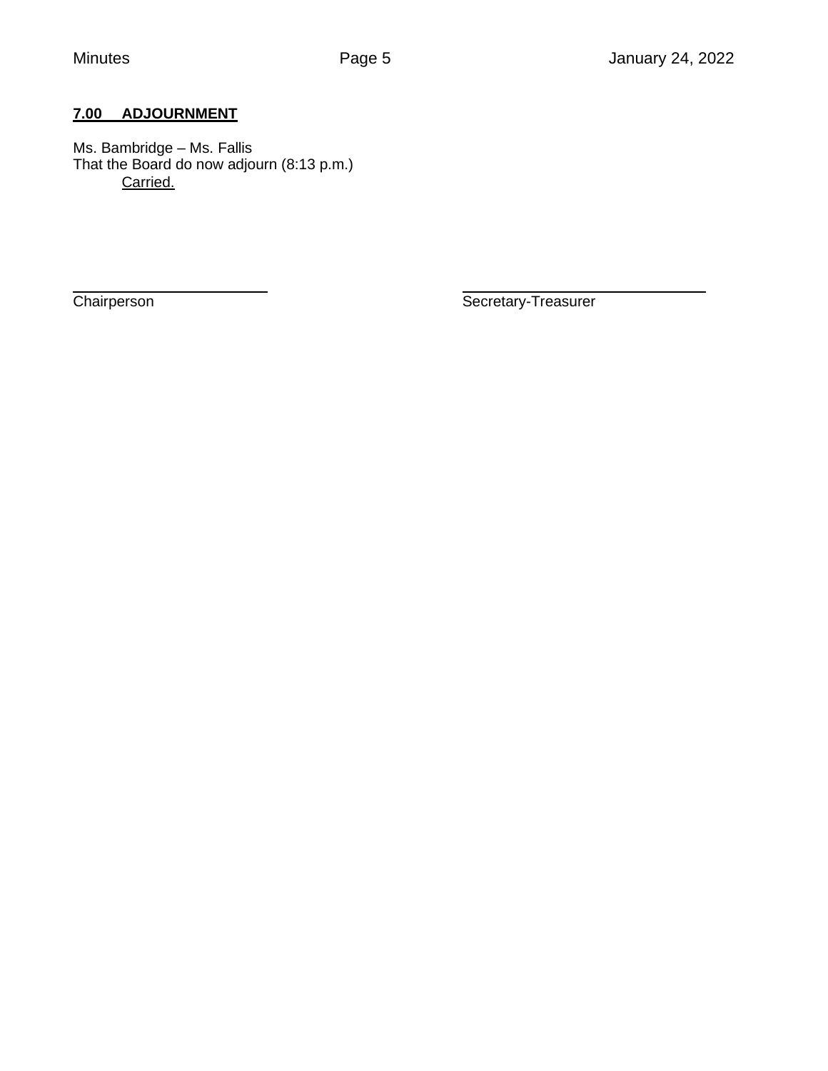## 7.00 ADJOURNMENT

Ms. Bambridge – Ms. Fallis
That the Board do now adjourn (8:13 p.m.)
Carried.

Chairperson

Secretary-Treasurer